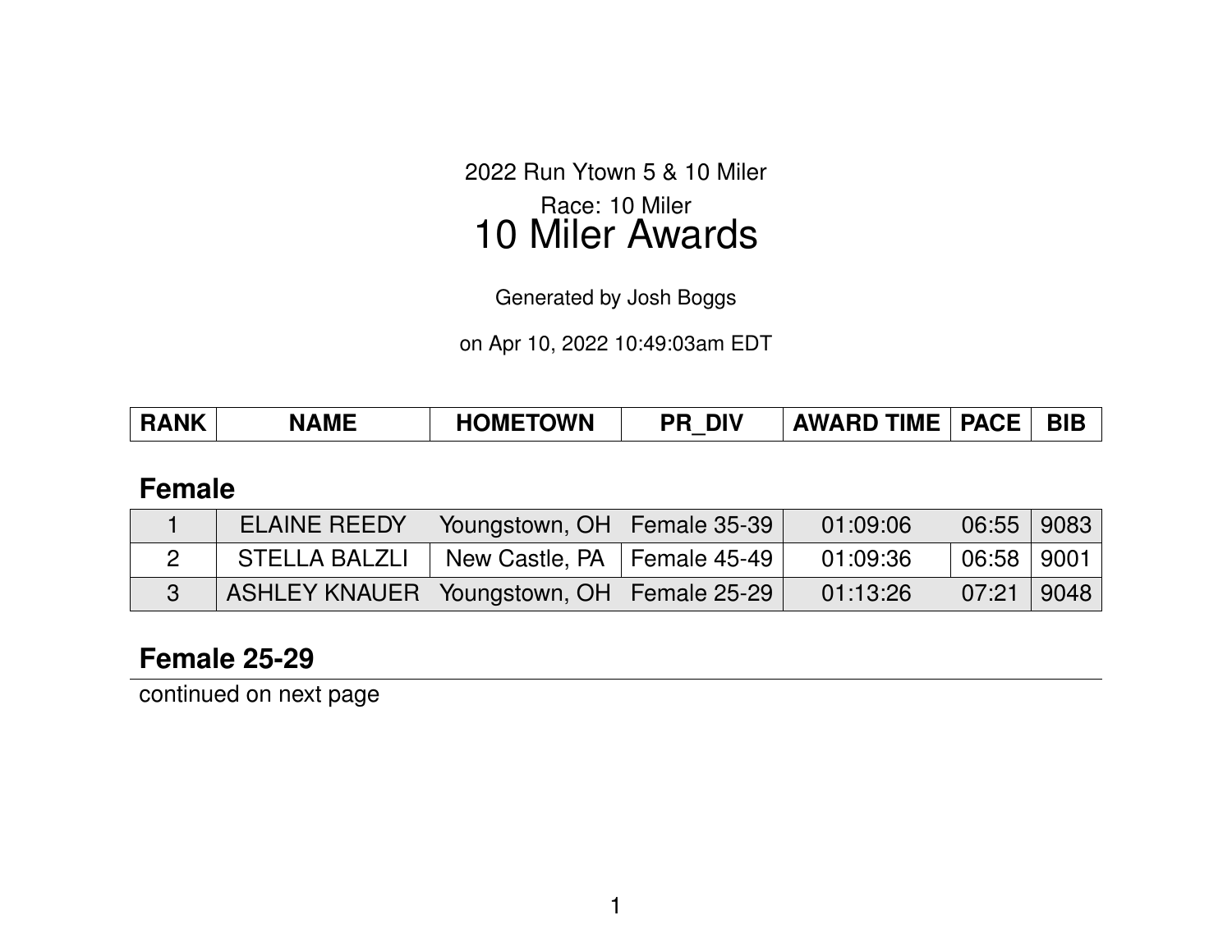2022 Run Ytown 5 & 10 Miler

Race: 10 Miler

# 10 Miler Awards

Generated by Josh Boggs

on Apr 10, 2022 10:49:03am EDT

| RANK | NAME | HOMETOWN | PR_DIV | AWARD TIME | PACE | BIB |
|---|---|---|---|---|---|---|

## Female

| RANK | NAME | HOMETOWN | PR_DIV | AWARD TIME | PACE | BIB |
|---|---|---|---|---|---|---|
| 1 | ELAINE REEDY | Youngstown, OH | Female 35-39 | 01:09:06 | 06:55 | 9083 |
| 2 | STELLA BALZLI | New Castle, PA | Female 45-49 | 01:09:36 | 06:58 | 9001 |
| 3 | ASHLEY KNAUER | Youngstown, OH | Female 25-29 | 01:13:26 | 07:21 | 9048 |

## Female 25-29

continued on next page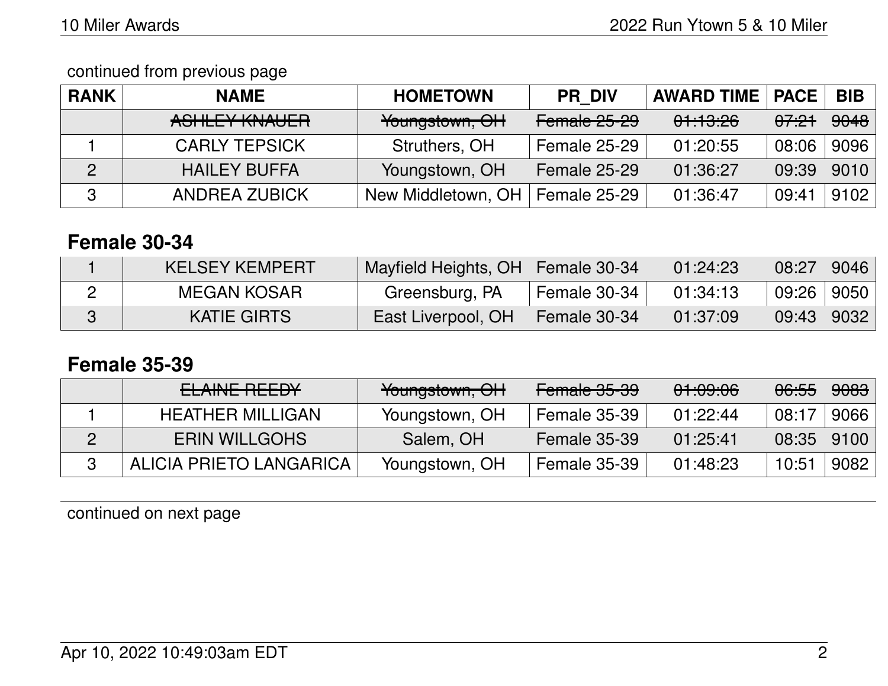continued from previous page

| RANK | NAME | HOMETOWN | PR_DIV | AWARD TIME | PACE | BIB |
|---|---|---|---|---|---|---|
| | ~~ASHLEY KNAUER~~ | ~~Youngstown, OH~~ | ~~Female 25-29~~ | ~~01:13:26~~ | ~~07:21~~ | ~~9048~~ |
| 1 | CARLY TEPSICK | Struthers, OH | Female 25-29 | 01:20:55 | 08:06 | 9096 |
| 2 | HAILEY BUFFA | Youngstown, OH | Female 25-29 | 01:36:27 | 09:39 | 9010 |
| 3 | ANDREA ZUBICK | New Middletown, OH | Female 25-29 | 01:36:47 | 09:41 | 9102 |

## Female 30-34

| RANK | NAME | HOMETOWN | PR_DIV | AWARD TIME | PACE | BIB |
|---|---|---|---|---|---|---|
| 1 | KELSEY KEMPERT | Mayfield Heights, OH | Female 30-34 | 01:24:23 | 08:27 | 9046 |
| 2 | MEGAN KOSAR | Greensburg, PA | Female 30-34 | 01:34:13 | 09:26 | 9050 |
| 3 | KATIE GIRTS | East Liverpool, OH | Female 30-34 | 01:37:09 | 09:43 | 9032 |

## Female 35-39

| RANK | NAME | HOMETOWN | PR_DIV | AWARD TIME | PACE | BIB |
|---|---|---|---|---|---|---|
| | ~~ELAINE REEDY~~ | ~~Youngstown, OH~~ | ~~Female 35-39~~ | ~~01:09:06~~ | ~~06:55~~ | ~~9083~~ |
| 1 | HEATHER MILLIGAN | Youngstown, OH | Female 35-39 | 01:22:44 | 08:17 | 9066 |
| 2 | ERIN WILLGOHS | Salem, OH | Female 35-39 | 01:25:41 | 08:35 | 9100 |
| 3 | ALICIA PRIETO LANGARICA | Youngstown, OH | Female 35-39 | 01:48:23 | 10:51 | 9082 |

continued on next page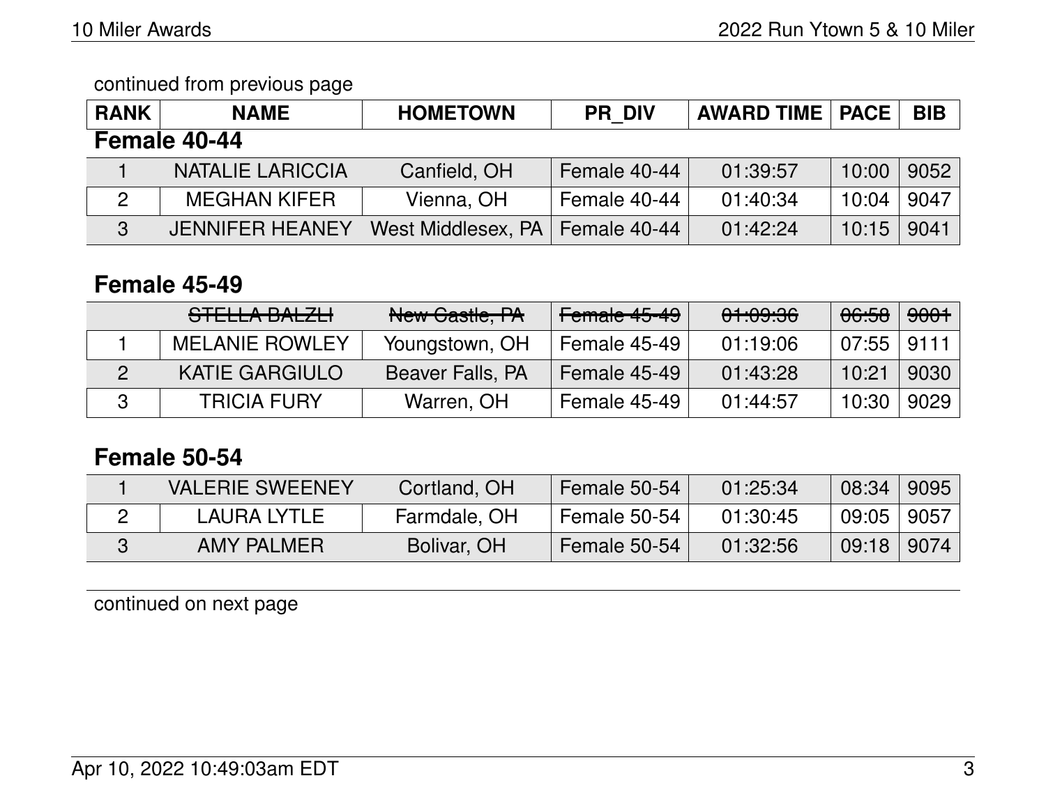continued from previous page

| RANK | NAME | HOMETOWN | PR_DIV | AWARD TIME | PACE | BIB |
|---|---|---|---|---|---|---|

## Female 40-44

| RANK | NAME | HOMETOWN | PR_DIV | AWARD TIME | PACE | BIB |
|---|---|---|---|---|---|---|
| 1 | NATALIE LARICCIA | Canfield, OH | Female 40-44 | 01:39:57 | 10:00 | 9052 |
| 2 | MEGHAN KIFER | Vienna, OH | Female 40-44 | 01:40:34 | 10:04 | 9047 |
| 3 | JENNIFER HEANEY | West Middlesex, PA | Female 40-44 | 01:42:24 | 10:15 | 9041 |

## Female 45-49

| RANK | NAME | HOMETOWN | PR_DIV | AWARD TIME | PACE | BIB |
|---|---|---|---|---|---|---|
| | ~~STELLA BALZLI~~ | ~~New Castle, PA~~ | ~~Female 45-49~~ | ~~01:09:36~~ | ~~06:58~~ | ~~9001~~ |
| 1 | MELANIE ROWLEY | Youngstown, OH | Female 45-49 | 01:19:06 | 07:55 | 9111 |
| 2 | KATIE GARGIULO | Beaver Falls, PA | Female 45-49 | 01:43:28 | 10:21 | 9030 |
| 3 | TRICIA FURY | Warren, OH | Female 45-49 | 01:44:57 | 10:30 | 9029 |

## Female 50-54

| RANK | NAME | HOMETOWN | PR_DIV | AWARD TIME | PACE | BIB |
|---|---|---|---|---|---|---|
| 1 | VALERIE SWEENEY | Cortland, OH | Female 50-54 | 01:25:34 | 08:34 | 9095 |
| 2 | LAURA LYTLE | Farmdale, OH | Female 50-54 | 01:30:45 | 09:05 | 9057 |
| 3 | AMY PALMER | Bolivar, OH | Female 50-54 | 01:32:56 | 09:18 | 9074 |

continued on next page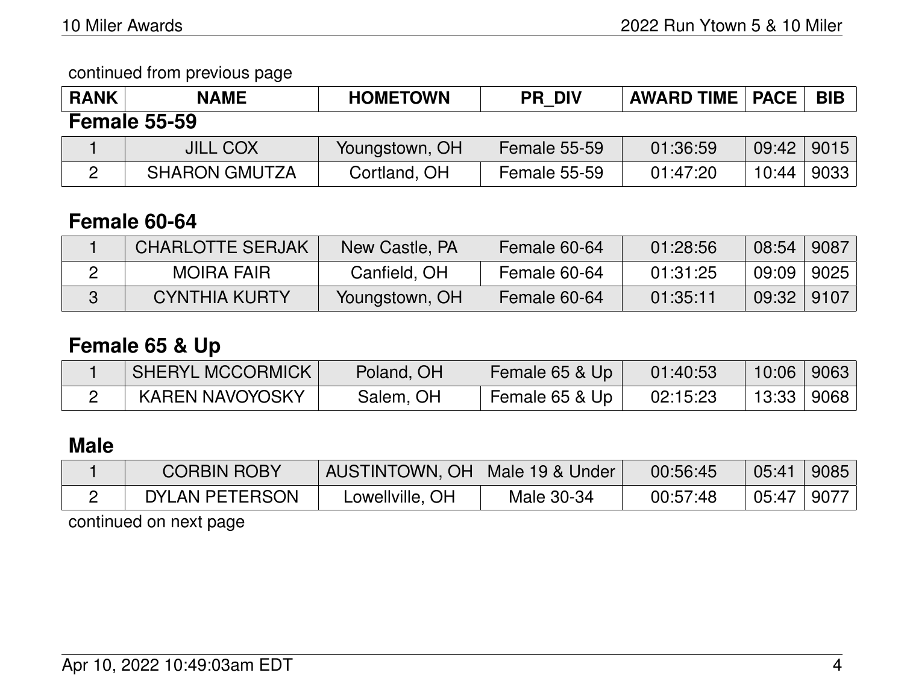continued from previous page

| RANK | NAME | HOMETOWN | PR_DIV | AWARD TIME | PACE | BIB |
|---|---|---|---|---|---|---|

## Female 55-59

| RANK | NAME | HOMETOWN | PR_DIV | AWARD TIME | PACE | BIB |
|---|---|---|---|---|---|---|
| 1 | JILL COX | Youngstown, OH | Female 55-59 | 01:36:59 | 09:42 | 9015 |
| 2 | SHARON GMUTZA | Cortland, OH | Female 55-59 | 01:47:20 | 10:44 | 9033 |

## Female 60-64

| RANK | NAME | HOMETOWN | PR_DIV | AWARD TIME | PACE | BIB |
|---|---|---|---|---|---|---|
| 1 | CHARLOTTE SERJAK | New Castle, PA | Female 60-64 | 01:28:56 | 08:54 | 9087 |
| 2 | MOIRA FAIR | Canfield, OH | Female 60-64 | 01:31:25 | 09:09 | 9025 |
| 3 | CYNTHIA KURTY | Youngstown, OH | Female 60-64 | 01:35:11 | 09:32 | 9107 |

## Female 65 & Up

| RANK | NAME | HOMETOWN | PR_DIV | AWARD TIME | PACE | BIB |
|---|---|---|---|---|---|---|
| 1 | SHERYL MCCORMICK | Poland, OH | Female 65 & Up | 01:40:53 | 10:06 | 9063 |
| 2 | KAREN NAVOYOSKY | Salem, OH | Female 65 & Up | 02:15:23 | 13:33 | 9068 |

## Male

| RANK | NAME | HOMETOWN | PR_DIV | AWARD TIME | PACE | BIB |
|---|---|---|---|---|---|---|
| 1 | CORBIN ROBY | AUSTINTOWN, OH | Male 19 & Under | 00:56:45 | 05:41 | 9085 |
| 2 | DYLAN PETERSON | Lowellville, OH | Male 30-34 | 00:57:48 | 05:47 | 9077 |

continued on next page

Apr 10, 2022 10:49:03am EDT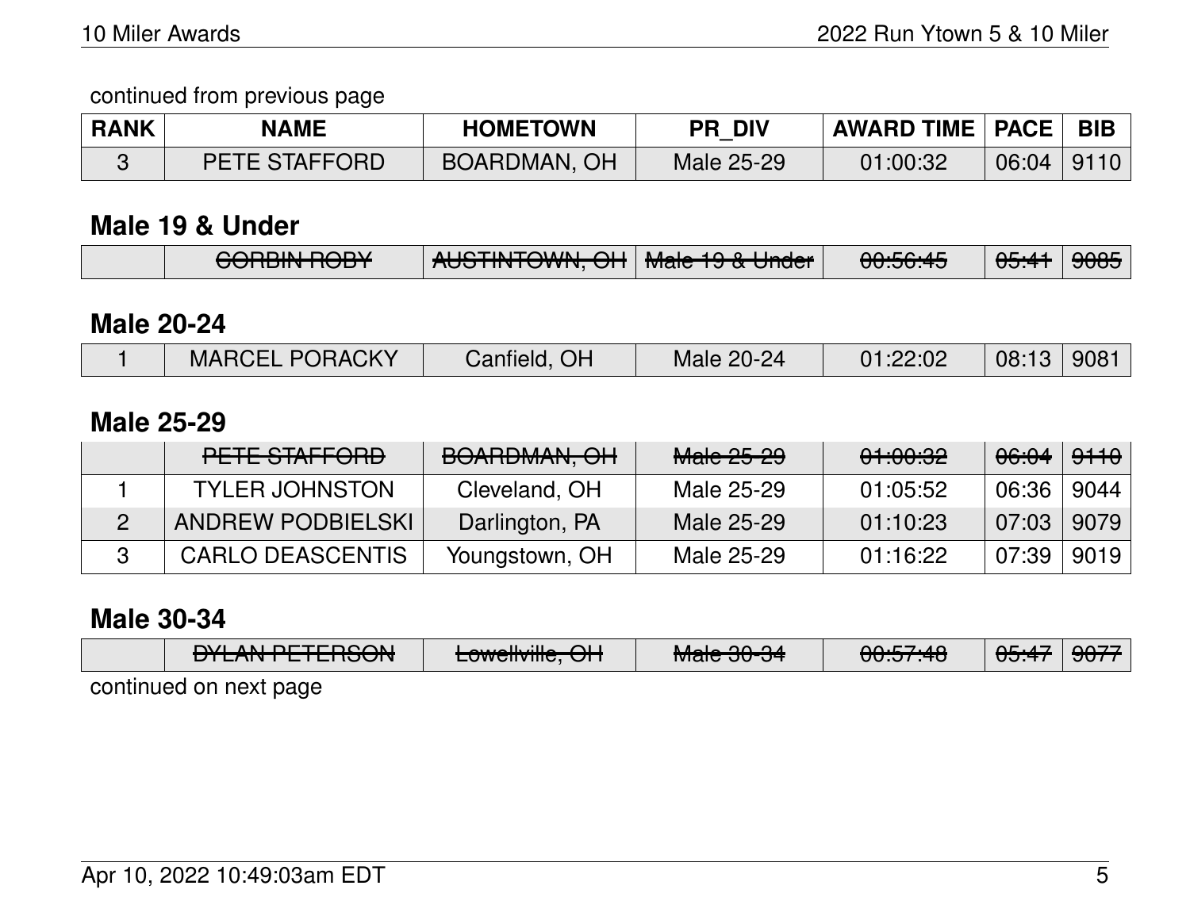continued from previous page

| RANK | NAME | HOMETOWN | PR_DIV | AWARD TIME | PACE | BIB |
|---|---|---|---|---|---|---|
| 3 | PETE STAFFORD | BOARDMAN, OH | Male 25-29 | 01:00:32 | 06:04 | 9110 |

## Male 19 & Under

| RANK | NAME | HOMETOWN | PR_DIV | AWARD TIME | PACE | BIB |
|---|---|---|---|---|---|---|
| | ~~CORBIN ROBY~~ | ~~AUSTINTOWN, OH~~ | ~~Male 19 & Under~~ | ~~00:56:45~~ | ~~05:41~~ | ~~9085~~ |

## Male 20-24

| RANK | NAME | HOMETOWN | PR_DIV | AWARD TIME | PACE | BIB |
|---|---|---|---|---|---|---|
| 1 | MARCEL PORACKY | Canfield, OH | Male 20-24 | 01:22:02 | 08:13 | 9081 |

## Male 25-29

| RANK | NAME | HOMETOWN | PR_DIV | AWARD TIME | PACE | BIB |
|---|---|---|---|---|---|---|
| | ~~PETE STAFFORD~~ | ~~BOARDMAN, OH~~ | ~~Male 25-29~~ | ~~01:00:32~~ | ~~06:04~~ | ~~9110~~ |
| 1 | TYLER JOHNSTON | Cleveland, OH | Male 25-29 | 01:05:52 | 06:36 | 9044 |
| 2 | ANDREW PODBIELSKI | Darlington, PA | Male 25-29 | 01:10:23 | 07:03 | 9079 |
| 3 | CARLO DEASCENTIS | Youngstown, OH | Male 25-29 | 01:16:22 | 07:39 | 9019 |

## Male 30-34

| RANK | NAME | HOMETOWN | PR_DIV | AWARD TIME | PACE | BIB |
|---|---|---|---|---|---|---|
| | ~~DYLAN PETERSON~~ | ~~Lowellville, OH~~ | ~~Male 30-34~~ | ~~00:57:48~~ | ~~05:47~~ | ~~9077~~ |

continued on next page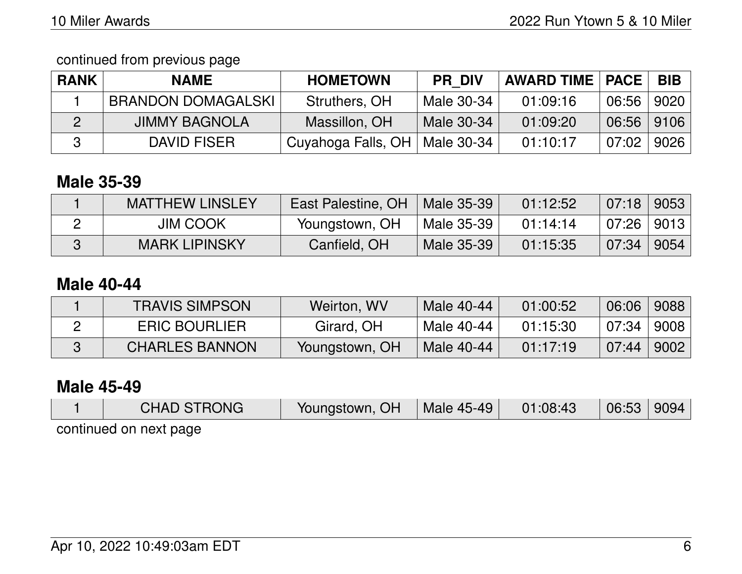continued from previous page

| RANK | NAME | HOMETOWN | PR_DIV | AWARD TIME | PACE | BIB |
|---|---|---|---|---|---|---|
| 1 | BRANDON DOMAGALSKI | Struthers, OH | Male 30-34 | 01:09:16 | 06:56 | 9020 |
| 2 | JIMMY BAGNOLA | Massillon, OH | Male 30-34 | 01:09:20 | 06:56 | 9106 |
| 3 | DAVID FISER | Cuyahoga Falls, OH | Male 30-34 | 01:10:17 | 07:02 | 9026 |

## Male 35-39

| RANK | NAME | HOMETOWN | PR_DIV | AWARD TIME | PACE | BIB |
|---|---|---|---|---|---|---|
| 1 | MATTHEW LINSLEY | East Palestine, OH | Male 35-39 | 01:12:52 | 07:18 | 9053 |
| 2 | JIM COOK | Youngstown, OH | Male 35-39 | 01:14:14 | 07:26 | 9013 |
| 3 | MARK LIPINSKY | Canfield, OH | Male 35-39 | 01:15:35 | 07:34 | 9054 |

## Male 40-44

| RANK | NAME | HOMETOWN | PR_DIV | AWARD TIME | PACE | BIB |
|---|---|---|---|---|---|---|
| 1 | TRAVIS SIMPSON | Weirton, WV | Male 40-44 | 01:00:52 | 06:06 | 9088 |
| 2 | ERIC BOURLIER | Girard, OH | Male 40-44 | 01:15:30 | 07:34 | 9008 |
| 3 | CHARLES BANNON | Youngstown, OH | Male 40-44 | 01:17:19 | 07:44 | 9002 |

## Male 45-49

| RANK | NAME | HOMETOWN | PR_DIV | AWARD TIME | PACE | BIB |
|---|---|---|---|---|---|---|
| 1 | CHAD STRONG | Youngstown, OH | Male 45-49 | 01:08:43 | 06:53 | 9094 |

continued on next page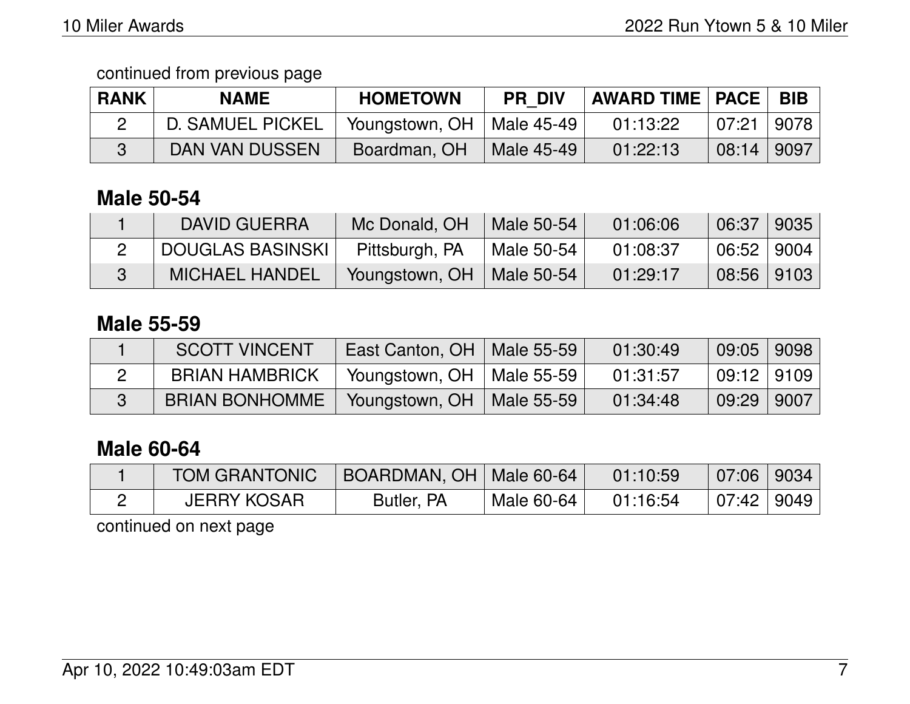continued from previous page

| RANK | NAME | HOMETOWN | PR_DIV | AWARD TIME | PACE | BIB |
|---|---|---|---|---|---|---|
| 2 | D. SAMUEL PICKEL | Youngstown, OH | Male 45-49 | 01:13:22 | 07:21 | 9078 |
| 3 | DAN VAN DUSSEN | Boardman, OH | Male 45-49 | 01:22:13 | 08:14 | 9097 |

## Male 50-54

| RANK | NAME | HOMETOWN | PR_DIV | AWARD TIME | PACE | BIB |
|---|---|---|---|---|---|---|
| 1 | DAVID GUERRA | Mc Donald, OH | Male 50-54 | 01:06:06 | 06:37 | 9035 |
| 2 | DOUGLAS BASINSKI | Pittsburgh, PA | Male 50-54 | 01:08:37 | 06:52 | 9004 |
| 3 | MICHAEL HANDEL | Youngstown, OH | Male 50-54 | 01:29:17 | 08:56 | 9103 |

## Male 55-59

| RANK | NAME | HOMETOWN | PR_DIV | AWARD TIME | PACE | BIB |
|---|---|---|---|---|---|---|
| 1 | SCOTT VINCENT | East Canton, OH | Male 55-59 | 01:30:49 | 09:05 | 9098 |
| 2 | BRIAN HAMBRICK | Youngstown, OH | Male 55-59 | 01:31:57 | 09:12 | 9109 |
| 3 | BRIAN BONHOMME | Youngstown, OH | Male 55-59 | 01:34:48 | 09:29 | 9007 |

## Male 60-64

| RANK | NAME | HOMETOWN | PR_DIV | AWARD TIME | PACE | BIB |
|---|---|---|---|---|---|---|
| 1 | TOM GRANTONIC | BOARDMAN, OH | Male 60-64 | 01:10:59 | 07:06 | 9034 |
| 2 | JERRY KOSAR | Butler, PA | Male 60-64 | 01:16:54 | 07:42 | 9049 |

continued on next page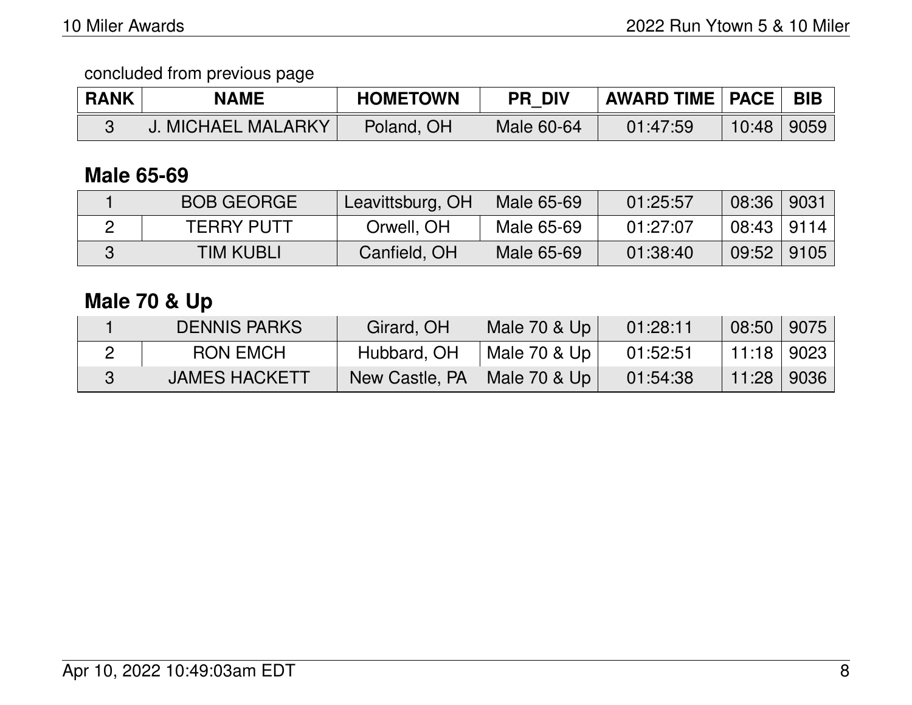concluded from previous page

| RANK | NAME | HOMETOWN | PR_DIV | AWARD TIME | PACE | BIB |
|---|---|---|---|---|---|---|
| 3 | J. MICHAEL MALARKY | Poland, OH | Male 60-64 | 01:47:59 | 10:48 | 9059 |

## Male 65-69

| | | | | | | |
|---|---|---|---|---|---|---|
| 1 | BOB GEORGE | Leavittsburg, OH | Male 65-69 | 01:25:57 | 08:36 | 9031 |
| 2 | TERRY PUTT | Orwell, OH | Male 65-69 | 01:27:07 | 08:43 | 9114 |
| 3 | TIM KUBLI | Canfield, OH | Male 65-69 | 01:38:40 | 09:52 | 9105 |

## Male 70 & Up

| | | | | | | |
|---|---|---|---|---|---|---|
| 1 | DENNIS PARKS | Girard, OH | Male 70 & Up | 01:28:11 | 08:50 | 9075 |
| 2 | RON EMCH | Hubbard, OH | Male 70 & Up | 01:52:51 | 11:18 | 9023 |
| 3 | JAMES HACKETT | New Castle, PA | Male 70 & Up | 01:54:38 | 11:28 | 9036 |